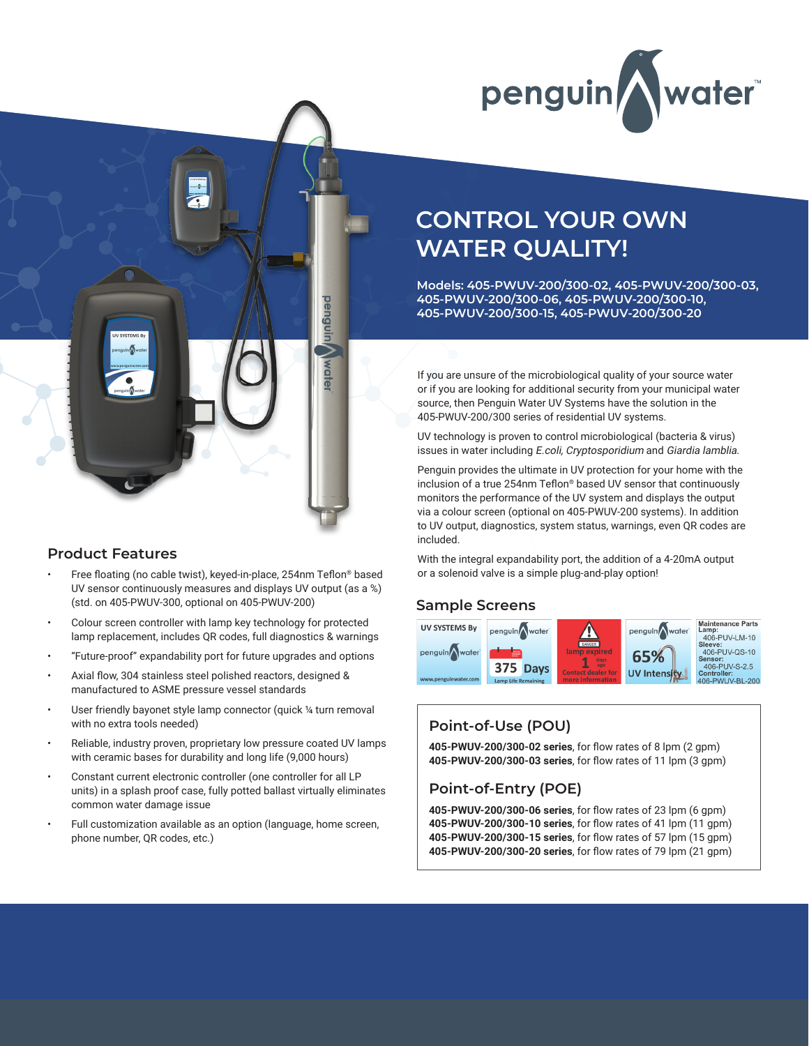# CONTROL YOUR OWN WATER QUALITY!

**Models: 405-PWUV-200/300-02, 405-PWUV-200/300-03, 405-PWUV-200/300-06, 405-PWUV-200/300-10, 405-PWUV-200/300-15, 405-PWUV-200/300-20**

If you are unsure of the microbiological quality of your source water or if you are looking for additional security from your municipal water source, then Penguin Water UV Systems have the solution in the 405-PWUV-200/300 series of residential UV systems.

UV technology is proven to control microbiological (bacteria & virus) issues in water including *E.coli, Cryptosporidium* and *Giardia lamblia.*

Penguin provides the ultimate in UV protection for your home with the inclusion of a true 254nm Teflon® based UV sensor that continuously monitors the performance of the UV system and displays the output via a colour screen (optional on 405-PWUV-200 systems). In addition to UV output, diagnostics, system status, warnings, even QR codes are included.

With the integral expandability port, the addition of a 4-20mA output or a solenoid valve is a simple plug-and-play option!

## Product Features

- Free floating (no cable twist), keyed-in-place, 254nm Teflon® based UV sensor continuously measures and displays UV output (as a %) (std. on 405-PWUV-300, optional on 405-PWUV-200)
- Colour screen controller with lamp key technology for protected lamp replacement, includes QR codes, full diagnostics & warnings
- "Future-proof" expandability port for future upgrades and options
- Axial flow, 304 stainless steel polished reactors, designed & manufactured to ASME pressure vessel standards
- User friendly bayonet style lamp connector (quick ¼ turn removal with no extra tools needed)
- Reliable, industry proven, proprietary low pressure coated UV lamps with ceramic bases for durability and long life (9,000 hours)
- Constant current electronic controller (one controller for all LP units) in a splash proof case, fully potted ballast virtually eliminates common water damage issue
- Full customization available as an option (language, home screen, phone number, QR codes, etc.)

## Sample Screens

UV SYSTEMS By penguin water — www.penguinwater.com

penguin water — 375 Days — Lamp Life Remaining

DANGER — lamp expired — 1 days ago — Contact dealer for more information

penguin water — 65% — UV Intensity

Maintenance Parts
Lamp: 406-PUV-LM-10
Sleeve: 406-PUV-QS-10
Sensor: 406-PUV-S-2.5
Controller: 406-PWUV-BL-200

## Point-of-Use (POU)

**405-PWUV-200/300-02 series**, for flow rates of 8 lpm (2 gpm)
**405-PWUV-200/300-03 series**, for flow rates of 11 lpm (3 gpm)

## Point-of-Entry (POE)

**405-PWUV-200/300-06 series**, for flow rates of 23 lpm (6 gpm)
**405-PWUV-200/300-10 series**, for flow rates of 41 lpm (11 gpm)
**405-PWUV-200/300-15 series**, for flow rates of 57 lpm (15 gpm)
**405-PWUV-200/300-20 series**, for flow rates of 79 lpm (21 gpm)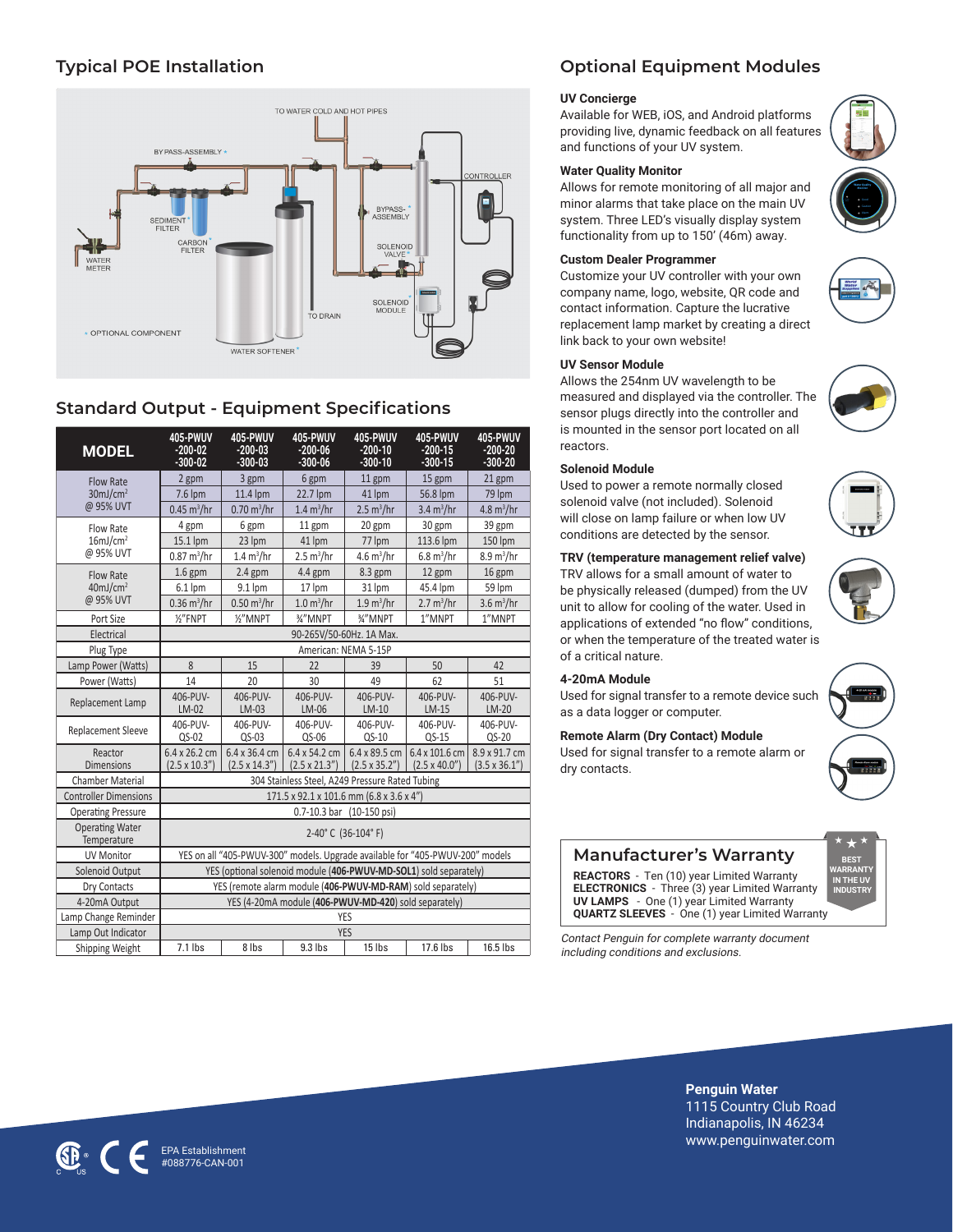## Typical POE Installation

TO WATER COLD AND HOT PIPES

BY PASS-ASSEMBLY *

CONTROLLER

SEDIMENT * FILTER

CARBON * FILTER

BYPASS- * ASSEMBLY

SOLENOID * VALVE

WATER METER

SOLENOID * MODULE

TO DRAIN

* OPTIONAL COMPONENT

WATER SOFTENER *

## Standard Output - Equipment Specifications

| MODEL | 405-PWUV -200-02 -300-02 | 405-PWUV -200-03 -300-03 | 405-PWUV -200-06 -300-06 | 405-PWUV -200-10 -300-10 | 405-PWUV -200-15 -300-15 | 405-PWUV -200-20 -300-20 |
|---|---|---|---|---|---|---|
| Flow Rate 30mJ/cm² @ 95% UVT | 2 gpm | 3 gpm | 6 gpm | 11 gpm | 15 gpm | 21 gpm |
| | 7.6 lpm | 11.4 lpm | 22.7 lpm | 41 lpm | 56.8 lpm | 79 lpm |
| | 0.45 m³/hr | 0.70 m³/hr | 1.4 m³/hr | 2.5 m³/hr | 3.4 m³/hr | 4.8 m³/hr |
| Flow Rate 16mJ/cm² @ 95% UVT | 4 gpm | 6 gpm | 11 gpm | 20 gpm | 30 gpm | 39 gpm |
| | 15.1 lpm | 23 lpm | 41 lpm | 77 lpm | 113.6 lpm | 150 lpm |
| | 0.87 m³/hr | 1.4 m³/hr | 2.5 m³/hr | 4.6 m³/hr | 6.8 m³/hr | 8.9 m³/hr |
| Flow Rate 40mJ/cm² @ 95% UVT | 1.6 gpm | 2.4 gpm | 4.4 gpm | 8.3 gpm | 12 gpm | 16 gpm |
| | 6.1 lpm | 9.1 lpm | 17 lpm | 31 lpm | 45.4 lpm | 59 lpm |
| | 0.36 m³/hr | 0.50 m³/hr | 1.0 m³/hr | 1.9 m³/hr | 2.7 m³/hr | 3.6 m³/hr |
| Port Size | ½"FNPT | ½"MNPT | ¾"MNPT | ¾"MNPT | 1"MNPT | 1"MNPT |
| Electrical | 90-265V/50-60Hz. 1A Max. | | | | | |
| Plug Type | American: NEMA 5-15P | | | | | |
| Lamp Power (Watts) | 8 | 15 | 22 | 39 | 50 | 42 |
| Power (Watts) | 14 | 20 | 30 | 49 | 62 | 51 |
| Replacement Lamp | 406-PUV-LM-02 | 406-PUV-LM-03 | 406-PUV-LM-06 | 406-PUV-LM-10 | 406-PUV-LM-15 | 406-PUV-LM-20 |
| Replacement Sleeve | 406-PUV-QS-02 | 406-PUV-QS-03 | 406-PUV-QS-06 | 406-PUV-QS-10 | 406-PUV-QS-15 | 406-PUV-QS-20 |
| Reactor Dimensions | 6.4 x 26.2 cm (2.5 x 10.3") | 6.4 x 36.4 cm (2.5 x 14.3") | 6.4 x 54.2 cm (2.5 x 21.3") | 6.4 x 89.5 cm (2.5 x 35.2") | 6.4 x 101.6 cm (2.5 x 40.0") | 8.9 x 91.7 cm (3.5 x 36.1") |
| Chamber Material | 304 Stainless Steel, A249 Pressure Rated Tubing | | | | | |
| Controller Dimensions | 171.5 x 92.1 x 101.6 mm (6.8 x 3.6 x 4") | | | | | |
| Operating Pressure | 0.7-10.3 bar (10-150 psi) | | | | | |
| Operating Water Temperature | 2-40° C (36-104° F) | | | | | |
| UV Monitor | YES on all "405-PWUV-300" models. Upgrade available for "405-PWUV-200" models | | | | | |
| Solenoid Output | YES (optional solenoid module (**406-PWUV-MD-SOL1**) sold separately) | | | | | |
| Dry Contacts | YES (remote alarm module (**406-PWUV-MD-RAM**) sold separately) | | | | | |
| 4-20mA Output | YES (4-20mA module (**406-PWUV-MD-420**) sold separately) | | | | | |
| Lamp Change Reminder | YES | | | | | |
| Lamp Out Indicator | YES | | | | | |
| Shipping Weight | 7.1 lbs | 8 lbs | 9.3 lbs | 15 lbs | 17.6 lbs | 16.5 lbs |

## Optional Equipment Modules

**UV Concierge**
Available for WEB, iOS, and Android platforms providing live, dynamic feedback on all features and functions of your UV system.

**Water Quality Monitor**
Allows for remote monitoring of all major and minor alarms that take place on the main UV system. Three LED's visually display system functionality from up to 150' (46m) away.

**Custom Dealer Programmer**
Customize your UV controller with your own company name, logo, website, QR code and contact information. Capture the lucrative replacement lamp market by creating a direct link back to your own website!

**UV Sensor Module**
Allows the 254nm UV wavelength to be measured and displayed via the controller. The sensor plugs directly into the controller and is mounted in the sensor port located on all reactors.

**Solenoid Module**
Used to power a remote normally closed solenoid valve (not included). Solenoid will close on lamp failure or when low UV conditions are detected by the sensor.

**TRV (temperature management relief valve)**
TRV allows for a small amount of water to be physically released (dumped) from the UV unit to allow for cooling of the water. Used in applications of extended "no flow" conditions, or when the temperature of the treated water is of a critical nature.

**4-20mA Module**
Used for signal transfer to a remote device such as a data logger or computer.

**Remote Alarm (Dry Contact) Module**
Used for signal transfer to a remote alarm or dry contacts.

### Manufacturer's Warranty

BEST WARRANTY IN THE UV INDUSTRY

**REACTORS** - Ten (10) year Limited Warranty
**ELECTRONICS** - Three (3) year Limited Warranty
**UV LAMPS** - One (1) year Limited Warranty
**QUARTZ SLEEVES** - One (1) year Limited Warranty

*Contact Penguin for complete warranty document including conditions and exclusions.*

EPA Establishment #088776-CAN-001

**Penguin Water**
1115 Country Club Road
Indianapolis, IN 46234
www.penguinwater.com